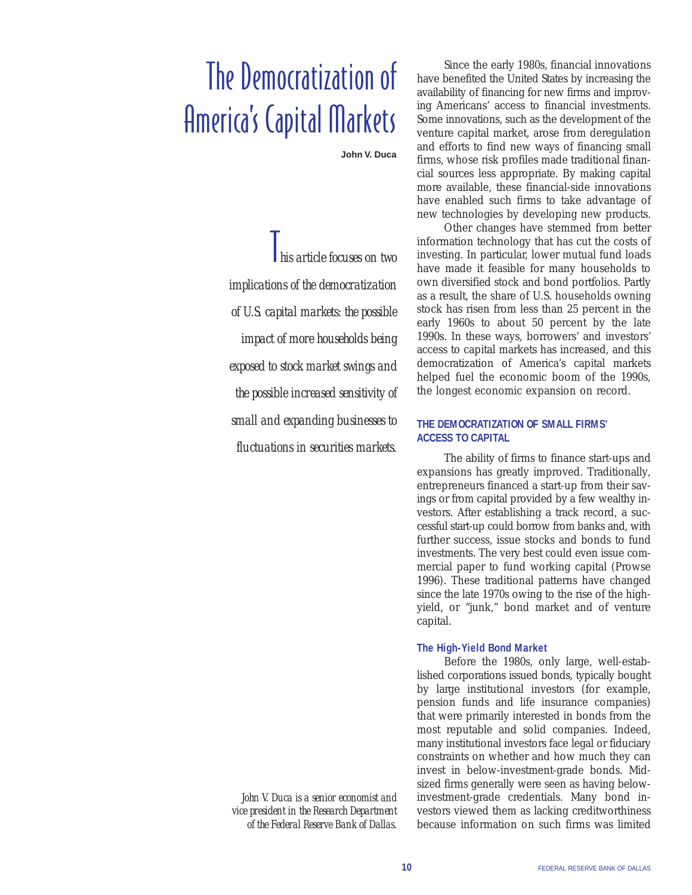# The Democratization of America's Capital Markets

**John V. Duca**

*This article focuses on two implications of the democratization of U.S. capital markets: the possible impact of more households being exposed to stock market swings and the possible increased sensitivity of small and expanding businesses to fluctuations in securities markets.*

*John V. Duca is a senior economist and vice president in the Research Department of the Federal Reserve Bank of Dallas.*

Since the early 1980s, financial innovations have benefited the United States by increasing the availability of financing for new firms and improving Americans' access to financial investments. Some innovations, such as the development of the venture capital market, arose from deregulation and efforts to find new ways of financing small firms, whose risk profiles made traditional financial sources less appropriate. By making capital more available, these financial-side innovations have enabled such firms to take advantage of new technologies by developing new products.

Other changes have stemmed from better information technology that has cut the costs of investing. In particular, lower mutual fund loads have made it feasible for many households to own diversified stock and bond portfolios. Partly as a result, the share of U.S. households owning stock has risen from less than 25 percent in the early 1960s to about 50 percent by the late 1990s. In these ways, borrowers' and investors' access to capital markets has increased, and this democratization of America's capital markets helped fuel the economic boom of the 1990s, the longest economic expansion on record.

## THE DEMOCRATIZATION OF SMALL FIRMS' ACCESS TO CAPITAL

The ability of firms to finance start-ups and expansions has greatly improved. Traditionally, entrepreneurs financed a start-up from their savings or from capital provided by a few wealthy investors. After establishing a track record, a successful start-up could borrow from banks and, with further success, issue stocks and bonds to fund investments. The very best could even issue commercial paper to fund working capital (Prowse 1996). These traditional patterns have changed since the late 1970s owing to the rise of the high-yield, or "junk," bond market and of venture capital.

### The High-Yield Bond Market

Before the 1980s, only large, well-established corporations issued bonds, typically bought by large institutional investors (for example, pension funds and life insurance companies) that were primarily interested in bonds from the most reputable and solid companies. Indeed, many institutional investors face legal or fiduciary constraints on whether and how much they can invest in below-investment-grade bonds. Midsized firms generally were seen as having below-investment-grade credentials. Many bond investors viewed them as lacking creditworthiness because information on such firms was limited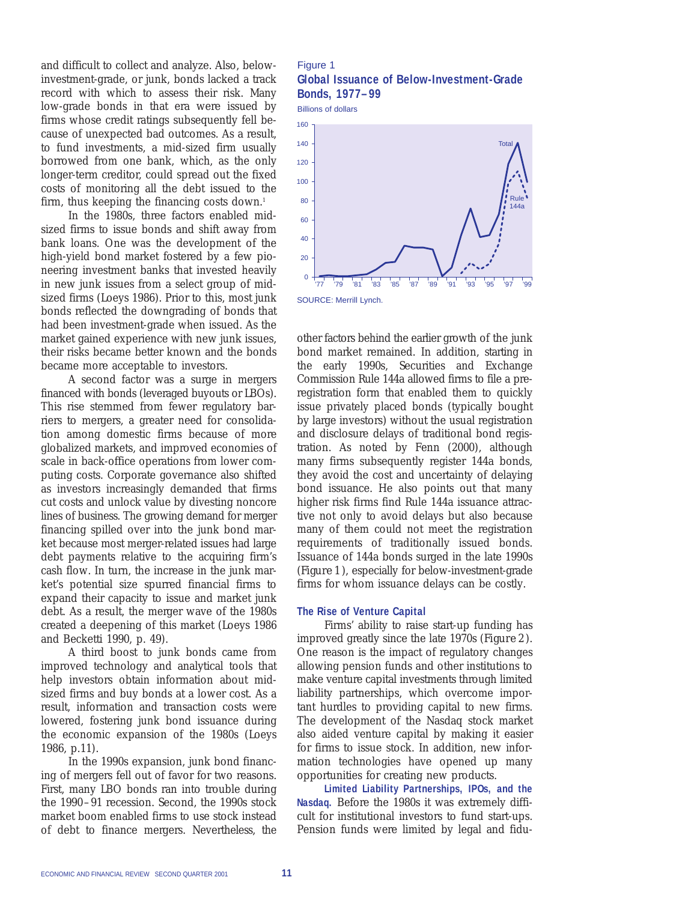and difficult to collect and analyze. Also, below-investment-grade, or junk, bonds lacked a track record with which to assess their risk. Many low-grade bonds in that era were issued by firms whose credit ratings subsequently fell because of unexpected bad outcomes. As a result, to fund investments, a mid-sized firm usually borrowed from one bank, which, as the only longer-term creditor, could spread out the fixed costs of monitoring all the debt issued to the firm, thus keeping the financing costs down.[1]

In the 1980s, three factors enabled mid-sized firms to issue bonds and shift away from bank loans. One was the development of the high-yield bond market fostered by a few pioneering investment banks that invested heavily in new junk issues from a select group of mid-sized firms (Loeys 1986). Prior to this, most junk bonds reflected the downgrading of bonds that had been investment-grade when issued. As the market gained experience with new junk issues, their risks became better known and the bonds became more acceptable to investors.

A second factor was a surge in mergers financed with bonds (leveraged buyouts or LBOs). This rise stemmed from fewer regulatory barriers to mergers, a greater need for consolidation among domestic firms because of more globalized markets, and improved economies of scale in back-office operations from lower computing costs. Corporate governance also shifted as investors increasingly demanded that firms cut costs and unlock value by divesting noncore lines of business. The growing demand for merger financing spilled over into the junk bond market because most merger-related issues had large debt payments relative to the acquiring firm's cash flow. In turn, the increase in the junk market's potential size spurred financial firms to expand their capacity to issue and market junk debt. As a result, the merger wave of the 1980s created a deepening of this market (Loeys 1986 and Becketti 1990, p. 49).

A third boost to junk bonds came from improved technology and analytical tools that help investors obtain information about mid-sized firms and buy bonds at a lower cost. As a result, information and transaction costs were lowered, fostering junk bond issuance during the economic expansion of the 1980s (Loeys 1986, p.11).

In the 1990s expansion, junk bond financing of mergers fell out of favor for two reasons. First, many LBO bonds ran into trouble during the 1990–91 recession. Second, the 1990s stock market boom enabled firms to use stock instead of debt to finance mergers. Nevertheless, the other factors behind the earlier growth of the junk bond market remained. In addition, starting in the early 1990s, Securities and Exchange Commission Rule 144a allowed firms to file a pre-registration form that enabled them to quickly issue privately placed bonds (typically bought by large investors) without the usual registration and disclosure delays of traditional bond registration. As noted by Fenn (2000), although many firms subsequently register 144a bonds, they avoid the cost and uncertainty of delaying bond issuance. He also points out that many higher risk firms find Rule 144a issuance attractive not only to avoid delays but also because many of them could not meet the registration requirements of traditionally issued bonds. Issuance of 144a bonds surged in the late 1990s (Figure 1), especially for below-investment-grade firms for whom issuance delays can be costly.

Figure 1
**Global Issuance of Below-Investment-Grade Bonds, 1977–99**
Billions of dollars

SOURCE: Merrill Lynch.

### The Rise of Venture Capital

Firms' ability to raise start-up funding has improved greatly since the late 1970s (Figure 2). One reason is the impact of regulatory changes allowing pension funds and other institutions to make venture capital investments through limited liability partnerships, which overcome important hurdles to providing capital to new firms. The development of the Nasdaq stock market also aided venture capital by making it easier for firms to issue stock. In addition, new information technologies have opened up many opportunities for creating new products.

**Limited Liability Partnerships, IPOs, and the Nasdaq.** Before the 1980s it was extremely difficult for institutional investors to fund start-ups. Pension funds were limited by legal and fidu-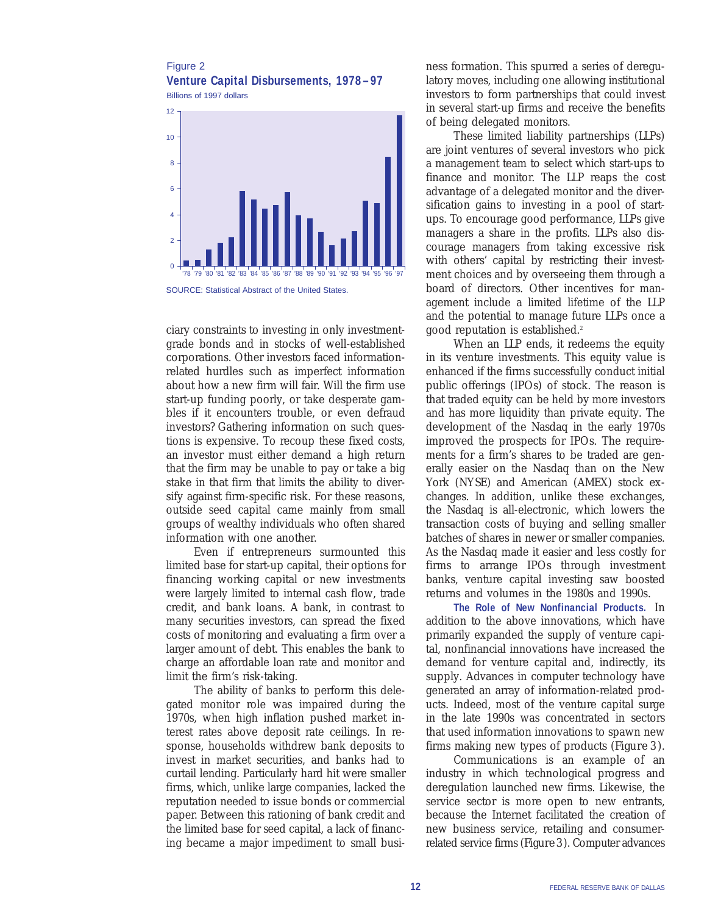Figure 2
**Venture Capital Disbursements, 1978–97**
Billions of 1997 dollars

SOURCE: Statistical Abstract of the United States.

ciary constraints to investing in only investment-grade bonds and in stocks of well-established corporations. Other investors faced information-related hurdles such as imperfect information about how a new firm will fair. Will the firm use start-up funding poorly, or take desperate gambles if it encounters trouble, or even defraud investors? Gathering information on such questions is expensive. To recoup these fixed costs, an investor must either demand a high return that the firm may be unable to pay or take a big stake in that firm that limits the ability to diversify against firm-specific risk. For these reasons, outside seed capital came mainly from small groups of wealthy individuals who often shared information with one another.

Even if entrepreneurs surmounted this limited base for start-up capital, their options for financing working capital or new investments were largely limited to internal cash flow, trade credit, and bank loans. A bank, in contrast to many securities investors, can spread the fixed costs of monitoring and evaluating a firm over a larger amount of debt. This enables the bank to charge an affordable loan rate and monitor and limit the firm's risk-taking.

The ability of banks to perform this delegated monitor role was impaired during the 1970s, when high inflation pushed market interest rates above deposit rate ceilings. In response, households withdrew bank deposits to invest in market securities, and banks had to curtail lending. Particularly hard hit were smaller firms, which, unlike large companies, lacked the reputation needed to issue bonds or commercial paper. Between this rationing of bank credit and the limited base for seed capital, a lack of financing became a major impediment to small business formation. This spurred a series of deregulatory moves, including one allowing institutional investors to form partnerships that could invest in several start-up firms and receive the benefits of being delegated monitors.

These limited liability partnerships (LLPs) are joint ventures of several investors who pick a management team to select which start-ups to finance and monitor. The LLP reaps the cost advantage of a delegated monitor and the diversification gains to investing in a pool of start-ups. To encourage good performance, LLPs give managers a share in the profits. LLPs also discourage managers from taking excessive risk with others' capital by restricting their investment choices and by overseeing them through a board of directors. Other incentives for management include a limited lifetime of the LLP and the potential to manage future LLPs once a good reputation is established.[2]

When an LLP ends, it redeems the equity in its venture investments. This equity value is enhanced if the firms successfully conduct initial public offerings (IPOs) of stock. The reason is that traded equity can be held by more investors and has more liquidity than private equity. The development of the Nasdaq in the early 1970s improved the prospects for IPOs. The requirements for a firm's shares to be traded are generally easier on the Nasdaq than on the New York (NYSE) and American (AMEX) stock exchanges. In addition, unlike these exchanges, the Nasdaq is all-electronic, which lowers the transaction costs of buying and selling smaller batches of shares in newer or smaller companies. As the Nasdaq made it easier and less costly for firms to arrange IPOs through investment banks, venture capital investing saw boosted returns and volumes in the 1980s and 1990s.

**The Role of New Nonfinancial Products.** In addition to the above innovations, which have primarily expanded the supply of venture capital, nonfinancial innovations have increased the demand for venture capital and, indirectly, its supply. Advances in computer technology have generated an array of information-related products. Indeed, most of the venture capital surge in the late 1990s was concentrated in sectors that used information innovations to spawn new firms making new types of products (Figure 3).

Communications is an example of an industry in which technological progress and deregulation launched new firms. Likewise, the service sector is more open to new entrants, because the Internet facilitated the creation of new business service, retailing and consumer-related service firms (Figure 3). Computer advances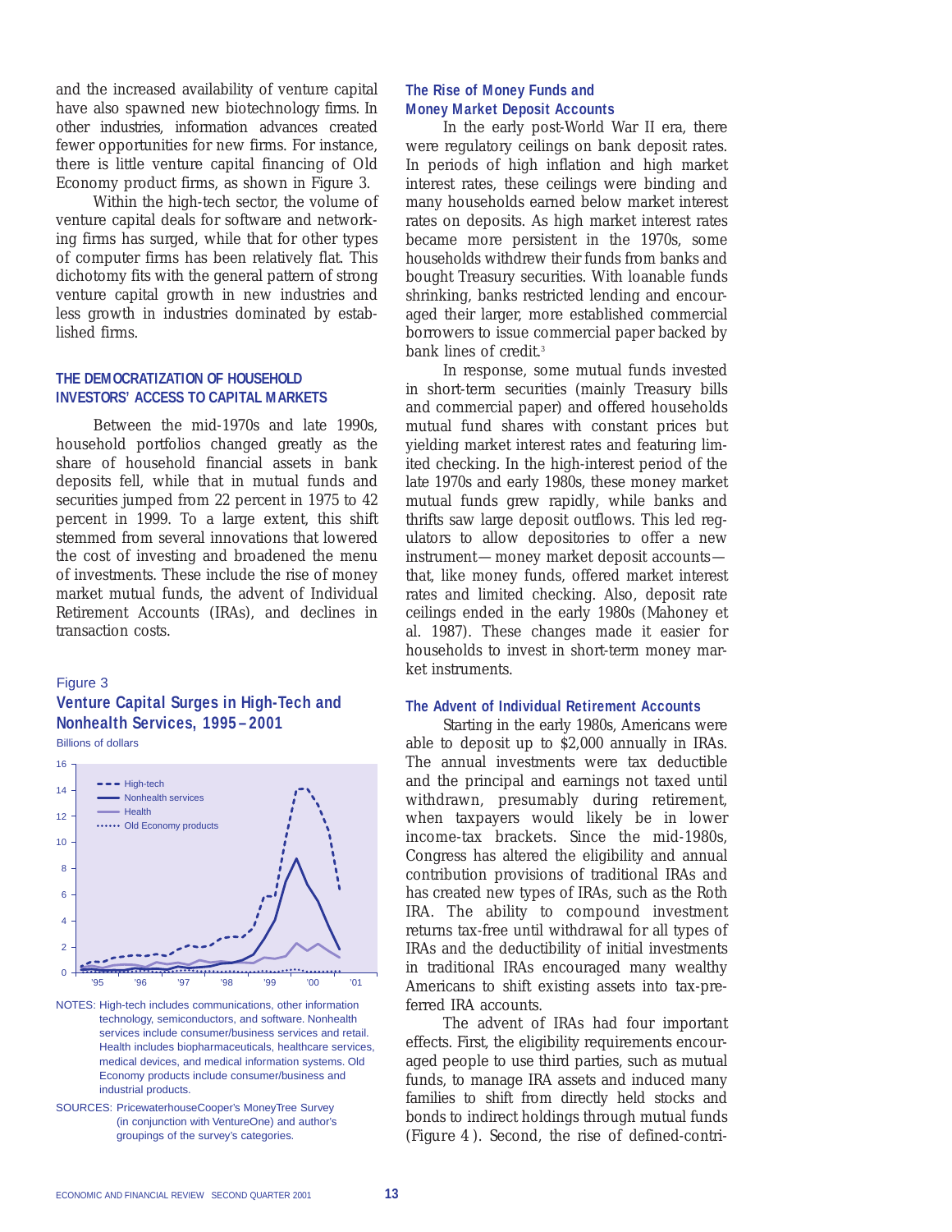and the increased availability of venture capital have also spawned new biotechnology firms. In other industries, information advances created fewer opportunities for new firms. For instance, there is little venture capital financing of Old Economy product firms, as shown in Figure 3.

Within the high-tech sector, the volume of venture capital deals for software and networking firms has surged, while that for other types of computer firms has been relatively flat. This dichotomy fits with the general pattern of strong venture capital growth in new industries and less growth in industries dominated by established firms.

## THE DEMOCRATIZATION OF HOUSEHOLD INVESTORS' ACCESS TO CAPITAL MARKETS

Between the mid-1970s and late 1990s, household portfolios changed greatly as the share of household financial assets in bank deposits fell, while that in mutual funds and securities jumped from 22 percent in 1975 to 42 percent in 1999. To a large extent, this shift stemmed from several innovations that lowered the cost of investing and broadened the menu of investments. These include the rise of money market mutual funds, the advent of Individual Retirement Accounts (IRAs), and declines in transaction costs.

Figure 3
**Venture Capital Surges in High-Tech and Nonhealth Services, 1995–2001**
Billions of dollars

NOTES: High-tech includes communications, other information technology, semiconductors, and software. Nonhealth services include consumer/business services and retail. Health includes biopharmaceuticals, healthcare services, medical devices, and medical information systems. Old Economy products include consumer/business and industrial products.

SOURCES: PricewaterhouseCooper's MoneyTree Survey (in conjunction with VentureOne) and author's groupings of the survey's categories.

### The Rise of Money Funds and Money Market Deposit Accounts

In the early post-World War II era, there were regulatory ceilings on bank deposit rates. In periods of high inflation and high market interest rates, these ceilings were binding and many households earned below market interest rates on deposits. As high market interest rates became more persistent in the 1970s, some households withdrew their funds from banks and bought Treasury securities. With loanable funds shrinking, banks restricted lending and encouraged their larger, more established commercial borrowers to issue commercial paper backed by bank lines of credit.[3]

In response, some mutual funds invested in short-term securities (mainly Treasury bills and commercial paper) and offered households mutual fund shares with constant prices but yielding market interest rates and featuring limited checking. In the high-interest period of the late 1970s and early 1980s, these money market mutual funds grew rapidly, while banks and thrifts saw large deposit outflows. This led regulators to allow depositories to offer a new instrument—money market deposit accounts—that, like money funds, offered market interest rates and limited checking. Also, deposit rate ceilings ended in the early 1980s (Mahoney et al. 1987). These changes made it easier for households to invest in short-term money market instruments.

### The Advent of Individual Retirement Accounts

Starting in the early 1980s, Americans were able to deposit up to $2,000 annually in IRAs. The annual investments were tax deductible and the principal and earnings not taxed until withdrawn, presumably during retirement, when taxpayers would likely be in lower income-tax brackets. Since the mid-1980s, Congress has altered the eligibility and annual contribution provisions of traditional IRAs and has created new types of IRAs, such as the Roth IRA. The ability to compound investment returns tax-free until withdrawal for all types of IRAs and the deductibility of initial investments in traditional IRAs encouraged many wealthy Americans to shift existing assets into tax-preferred IRA accounts.

The advent of IRAs had four important effects. First, the eligibility requirements encouraged people to use third parties, such as mutual funds, to manage IRA assets and induced many families to shift from directly held stocks and bonds to indirect holdings through mutual funds (Figure 4). Second, the rise of defined-contri-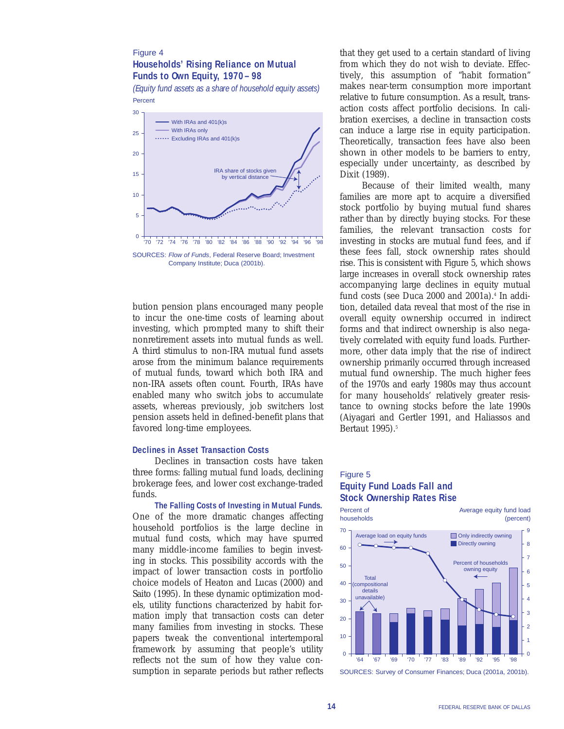Figure 4

**Households' Rising Reliance on Mutual Funds to Own Equity, 1970–98**

*(Equity fund assets as a share of household equity assets)*

SOURCES: *Flow of Funds*, Federal Reserve Board; Investment Company Institute; Duca (2001b).

bution pension plans encouraged many people to incur the one-time costs of learning about investing, which prompted many to shift their nonretirement assets into mutual funds as well. A third stimulus to non-IRA mutual fund assets arose from the minimum balance requirements of mutual funds, toward which both IRA and non-IRA assets often count. Fourth, IRAs have enabled many who switch jobs to accumulate assets, whereas previously, job switchers lost pension assets held in defined-benefit plans that favored long-time employees.

### Declines in Asset Transaction Costs

Declines in transaction costs have taken three forms: falling mutual fund loads, declining brokerage fees, and lower cost exchange-traded funds.

**The Falling Costs of Investing in Mutual Funds.** One of the more dramatic changes affecting household portfolios is the large decline in mutual fund costs, which may have spurred many middle-income families to begin investing in stocks. This possibility accords with the impact of lower transaction costs in portfolio choice models of Heaton and Lucas (2000) and Saito (1995). In these dynamic optimization models, utility functions characterized by habit formation imply that transaction costs can deter many families from investing in stocks. These papers tweak the conventional intertemporal framework by assuming that people's utility reflects not the sum of how they value consumption in separate periods but rather reflects that they get used to a certain standard of living from which they do not wish to deviate. Effectively, this assumption of "habit formation" makes near-term consumption more important relative to future consumption. As a result, transaction costs affect portfolio decisions. In calibration exercises, a decline in transaction costs can induce a large rise in equity participation. Theoretically, transaction fees have also been shown in other models to be barriers to entry, especially under uncertainty, as described by Dixit (1989).

Because of their limited wealth, many families are more apt to acquire a diversified stock portfolio by buying mutual fund shares rather than by directly buying stocks. For these families, the relevant transaction costs for investing in stocks are mutual fund fees, and if these fees fall, stock ownership rates should rise. This is consistent with Figure 5, which shows large increases in overall stock ownership rates accompanying large declines in equity mutual fund costs (see Duca 2000 and 2001a).[4] In addition, detailed data reveal that most of the rise in overall equity ownership occurred in indirect forms and that indirect ownership is also negatively correlated with equity fund loads. Furthermore, other data imply that the rise of indirect ownership primarily occurred through increased mutual fund ownership. The much higher fees of the 1970s and early 1980s may thus account for many households' relatively greater resistance to owning stocks before the late 1990s (Aiyagari and Gertler 1991, and Haliassos and Bertaut 1995).[5]

Figure 5

**Equity Fund Loads Fall and Stock Ownership Rates Rise**

SOURCES: Survey of Consumer Finances; Duca (2001a, 2001b).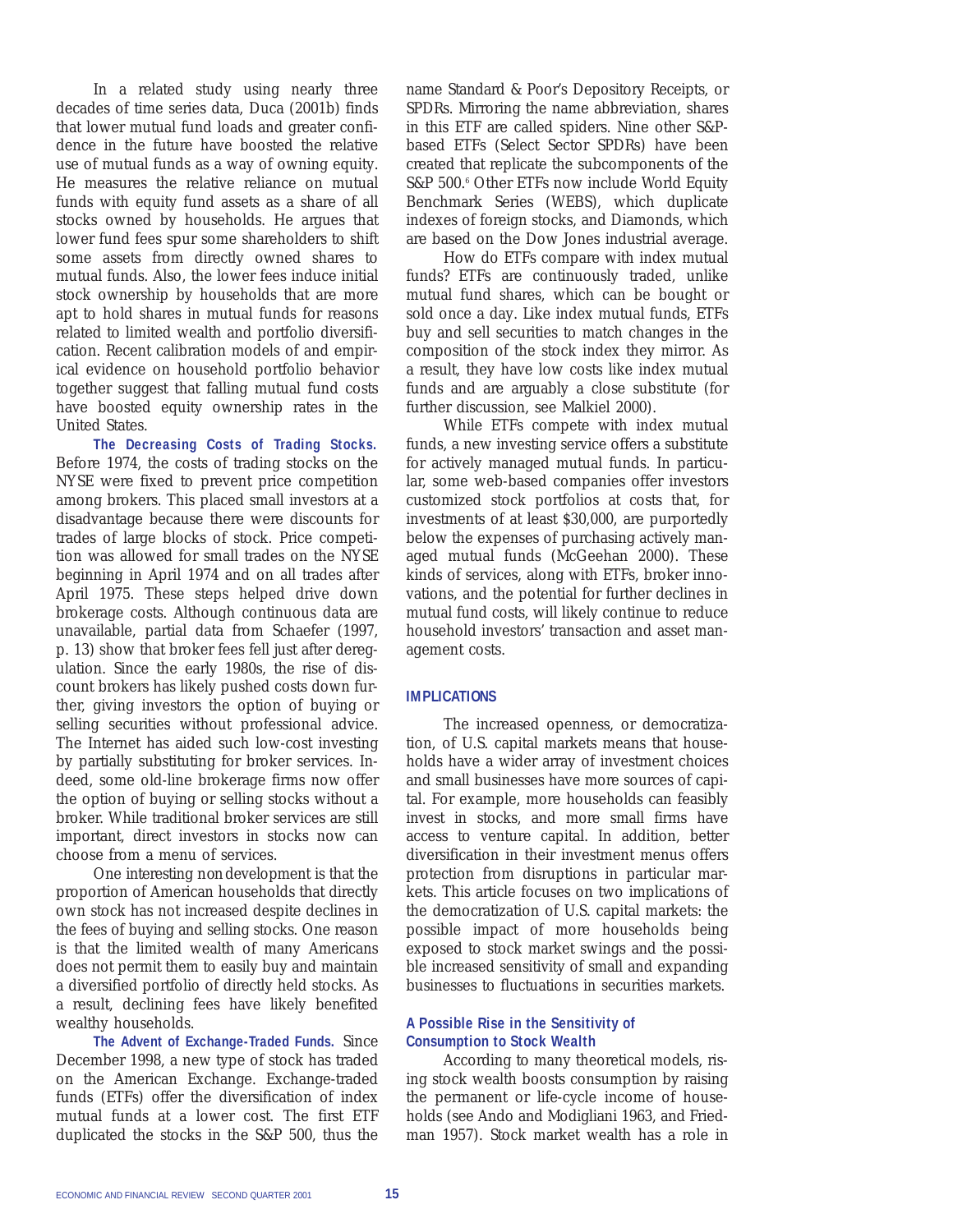In a related study using nearly three decades of time series data, Duca (2001b) finds that lower mutual fund loads and greater confidence in the future have boosted the relative use of mutual funds as a way of owning equity. He measures the relative reliance on mutual funds with equity fund assets as a share of all stocks owned by households. He argues that lower fund fees spur some shareholders to shift some assets from directly owned shares to mutual funds. Also, the lower fees induce initial stock ownership by households that are more apt to hold shares in mutual funds for reasons related to limited wealth and portfolio diversification. Recent calibration models of and empirical evidence on household portfolio behavior together suggest that falling mutual fund costs have boosted equity ownership rates in the United States.

**The Decreasing Costs of Trading Stocks.** Before 1974, the costs of trading stocks on the NYSE were fixed to prevent price competition among brokers. This placed small investors at a disadvantage because there were discounts for trades of large blocks of stock. Price competition was allowed for small trades on the NYSE beginning in April 1974 and on all trades after April 1975. These steps helped drive down brokerage costs. Although continuous data are unavailable, partial data from Schaefer (1997, p. 13) show that broker fees fell just after deregulation. Since the early 1980s, the rise of discount brokers has likely pushed costs down further, giving investors the option of buying or selling securities without professional advice. The Internet has aided such low-cost investing by partially substituting for broker services. Indeed, some old-line brokerage firms now offer the option of buying or selling stocks without a broker. While traditional broker services are still important, direct investors in stocks now can choose from a menu of services.

One interesting nondevelopment is that the proportion of American households that directly own stock has not increased despite declines in the fees of buying and selling stocks. One reason is that the limited wealth of many Americans does not permit them to easily buy and maintain a diversified portfolio of directly held stocks. As a result, declining fees have likely benefited wealthy households.

**The Advent of Exchange-Traded Funds.** Since December 1998, a new type of stock has traded on the American Exchange. Exchange-traded funds (ETFs) offer the diversification of index mutual funds at a lower cost. The first ETF duplicated the stocks in the S&P 500, thus the name Standard & Poor's Depository Receipts, or SPDRs. Mirroring the name abbreviation, shares in this ETF are called spiders. Nine other S&P-based ETFs (Select Sector SPDRs) have been created that replicate the subcomponents of the S&P 500.[6] Other ETFs now include World Equity Benchmark Series (WEBS), which duplicate indexes of foreign stocks, and Diamonds, which are based on the Dow Jones industrial average.

How do ETFs compare with index mutual funds? ETFs are continuously traded, unlike mutual fund shares, which can be bought or sold once a day. Like index mutual funds, ETFs buy and sell securities to match changes in the composition of the stock index they mirror. As a result, they have low costs like index mutual funds and are arguably a close substitute (for further discussion, see Malkiel 2000).

While ETFs compete with index mutual funds, a new investing service offers a substitute for actively managed mutual funds. In particular, some web-based companies offer investors customized stock portfolios at costs that, for investments of at least $30,000, are purportedly below the expenses of purchasing actively managed mutual funds (McGeehan 2000). These kinds of services, along with ETFs, broker innovations, and the potential for further declines in mutual fund costs, will likely continue to reduce household investors' transaction and asset management costs.

## IMPLICATIONS

The increased openness, or democratization, of U.S. capital markets means that households have a wider array of investment choices and small businesses have more sources of capital. For example, more households can feasibly invest in stocks, and more small firms have access to venture capital. In addition, better diversification in their investment menus offers protection from disruptions in particular markets. This article focuses on two implications of the democratization of U.S. capital markets: the possible impact of more households being exposed to stock market swings and the possible increased sensitivity of small and expanding businesses to fluctuations in securities markets.

### A Possible Rise in the Sensitivity of Consumption to Stock Wealth

According to many theoretical models, rising stock wealth boosts consumption by raising the permanent or life-cycle income of households (see Ando and Modigliani 1963, and Friedman 1957). Stock market wealth has a role in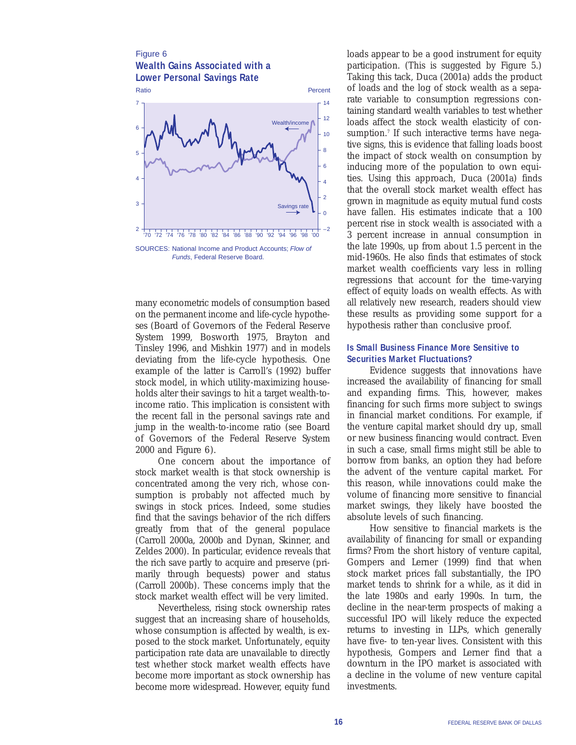Figure 6

**Wealth Gains Associated with a Lower Personal Savings Rate**

SOURCES: National Income and Product Accounts; *Flow of Funds*, Federal Reserve Board.

many econometric models of consumption based on the permanent income and life-cycle hypotheses (Board of Governors of the Federal Reserve System 1999, Bosworth 1975, Brayton and Tinsley 1996, and Mishkin 1977) and in models deviating from the life-cycle hypothesis. One example of the latter is Carroll's (1992) buffer stock model, in which utility-maximizing households alter their savings to hit a target wealth-to-income ratio. This implication is consistent with the recent fall in the personal savings rate and jump in the wealth-to-income ratio (see Board of Governors of the Federal Reserve System 2000 and Figure 6).

One concern about the importance of stock market wealth is that stock ownership is concentrated among the very rich, whose consumption is probably not affected much by swings in stock prices. Indeed, some studies find that the savings behavior of the rich differs greatly from that of the general populace (Carroll 2000a, 2000b and Dynan, Skinner, and Zeldes 2000). In particular, evidence reveals that the rich save partly to acquire and preserve (primarily through bequests) power and status (Carroll 2000b). These concerns imply that the stock market wealth effect will be very limited.

Nevertheless, rising stock ownership rates suggest that an increasing share of households, whose consumption is affected by wealth, is exposed to the stock market. Unfortunately, equity participation rate data are unavailable to directly test whether stock market wealth effects have become more important as stock ownership has become more widespread. However, equity fund loads appear to be a good instrument for equity participation. (This is suggested by Figure 5.) Taking this tack, Duca (2001a) adds the product of loads and the log of stock wealth as a separate variable to consumption regressions containing standard wealth variables to test whether loads affect the stock wealth elasticity of consumption.[7] If such interactive terms have negative signs, this is evidence that falling loads boost the impact of stock wealth on consumption by inducing more of the population to own equities. Using this approach, Duca (2001a) finds that the overall stock market wealth effect has grown in magnitude as equity mutual fund costs have fallen. His estimates indicate that a 100 percent rise in stock wealth is associated with a 3 percent increase in annual consumption in the late 1990s, up from about 1.5 percent in the mid-1960s. He also finds that estimates of stock market wealth coefficients vary less in rolling regressions that account for the time-varying effect of equity loads on wealth effects. As with all relatively new research, readers should view these results as providing some support for a hypothesis rather than conclusive proof.

## Is Small Business Finance More Sensitive to Securities Market Fluctuations?

Evidence suggests that innovations have increased the availability of financing for small and expanding firms. This, however, makes financing for such firms more subject to swings in financial market conditions. For example, if the venture capital market should dry up, small or new business financing would contract. Even in such a case, small firms might still be able to borrow from banks, an option they had before the advent of the venture capital market. For this reason, while innovations could make the volume of financing more sensitive to financial market swings, they likely have boosted the absolute levels of such financing.

How sensitive to financial markets is the availability of financing for small or expanding firms? From the short history of venture capital, Gompers and Lerner (1999) find that when stock market prices fall substantially, the IPO market tends to shrink for a while, as it did in the late 1980s and early 1990s. In turn, the decline in the near-term prospects of making a successful IPO will likely reduce the expected returns to investing in LLPs, which generally have five- to ten-year lives. Consistent with this hypothesis, Gompers and Lerner find that a downturn in the IPO market is associated with a decline in the volume of new venture capital investments.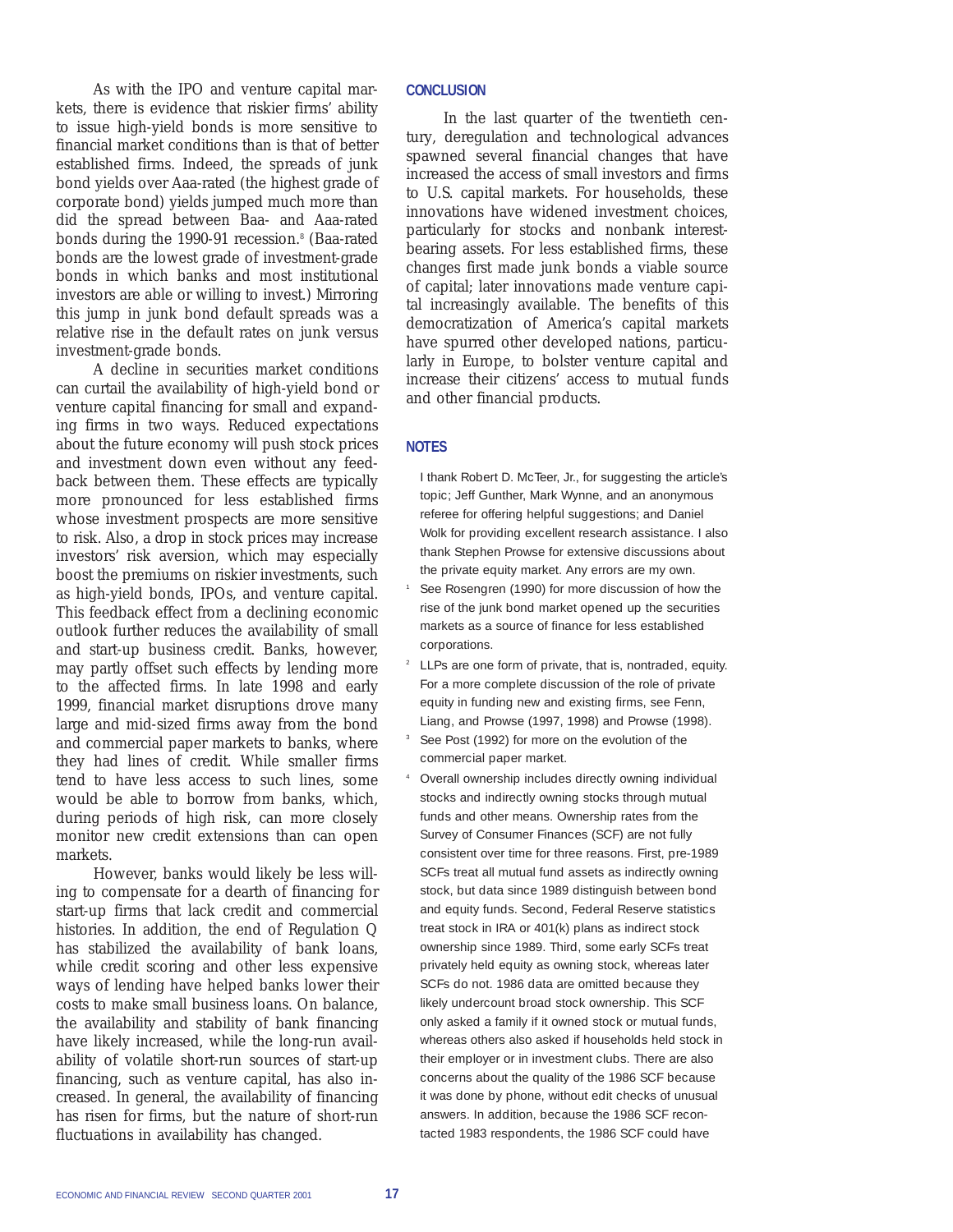As with the IPO and venture capital markets, there is evidence that riskier firms' ability to issue high-yield bonds is more sensitive to financial market conditions than is that of better established firms. Indeed, the spreads of junk bond yields over Aaa-rated (the highest grade of corporate bond) yields jumped much more than did the spread between Baa- and Aaa-rated bonds during the 1990-91 recession.[8] (Baa-rated bonds are the lowest grade of investment-grade bonds in which banks and most institutional investors are able or willing to invest.) Mirroring this jump in junk bond default spreads was a relative rise in the default rates on junk versus investment-grade bonds.

A decline in securities market conditions can curtail the availability of high-yield bond or venture capital financing for small and expanding firms in two ways. Reduced expectations about the future economy will push stock prices and investment down even without any feedback between them. These effects are typically more pronounced for less established firms whose investment prospects are more sensitive to risk. Also, a drop in stock prices may increase investors' risk aversion, which may especially boost the premiums on riskier investments, such as high-yield bonds, IPOs, and venture capital. This feedback effect from a declining economic outlook further reduces the availability of small and start-up business credit. Banks, however, may partly offset such effects by lending more to the affected firms. In late 1998 and early 1999, financial market disruptions drove many large and mid-sized firms away from the bond and commercial paper markets to banks, where they had lines of credit. While smaller firms tend to have less access to such lines, some would be able to borrow from banks, which, during periods of high risk, can more closely monitor new credit extensions than can open markets.

However, banks would likely be less willing to compensate for a dearth of financing for start-up firms that lack credit and commercial histories. In addition, the end of Regulation Q has stabilized the availability of bank loans, while credit scoring and other less expensive ways of lending have helped banks lower their costs to make small business loans. On balance, the availability and stability of bank financing have likely increased, while the long-run availability of volatile short-run sources of start-up financing, such as venture capital, has also increased. In general, the availability of financing has risen for firms, but the nature of short-run fluctuations in availability has changed.

## CONCLUSION

In the last quarter of the twentieth century, deregulation and technological advances spawned several financial changes that have increased the access of small investors and firms to U.S. capital markets. For households, these innovations have widened investment choices, particularly for stocks and nonbank interest-bearing assets. For less established firms, these changes first made junk bonds a viable source of capital; later innovations made venture capital increasingly available. The benefits of this democratization of America's capital markets have spurred other developed nations, particularly in Europe, to bolster venture capital and increase their citizens' access to mutual funds and other financial products.

## NOTES

I thank Robert D. McTeer, Jr., for suggesting the article's topic; Jeff Gunther, Mark Wynne, and an anonymous referee for offering helpful suggestions; and Daniel Wolk for providing excellent research assistance. I also thank Stephen Prowse for extensive discussions about the private equity market. Any errors are my own.

1. See Rosengren (1990) for more discussion of how the rise of the junk bond market opened up the securities markets as a source of finance for less established corporations.
2. LLPs are one form of private, that is, nontraded, equity. For a more complete discussion of the role of private equity in funding new and existing firms, see Fenn, Liang, and Prowse (1997, 1998) and Prowse (1998).
3. See Post (1992) for more on the evolution of the commercial paper market.
4. Overall ownership includes directly owning individual stocks and indirectly owning stocks through mutual funds and other means. Ownership rates from the Survey of Consumer Finances (SCF) are not fully consistent over time for three reasons. First, pre-1989 SCFs treat all mutual fund assets as indirectly owning stock, but data since 1989 distinguish between bond and equity funds. Second, Federal Reserve statistics treat stock in IRA or 401(k) plans as indirect stock ownership since 1989. Third, some early SCFs treat privately held equity as owning stock, whereas later SCFs do not. 1986 data are omitted because they likely undercount broad stock ownership. This SCF only asked a family if it owned stock or mutual funds, whereas others also asked if households held stock in their employer or in investment clubs. There are also concerns about the quality of the 1986 SCF because it was done by phone, without edit checks of unusual answers. In addition, because the 1986 SCF recontacted 1983 respondents, the 1986 SCF could have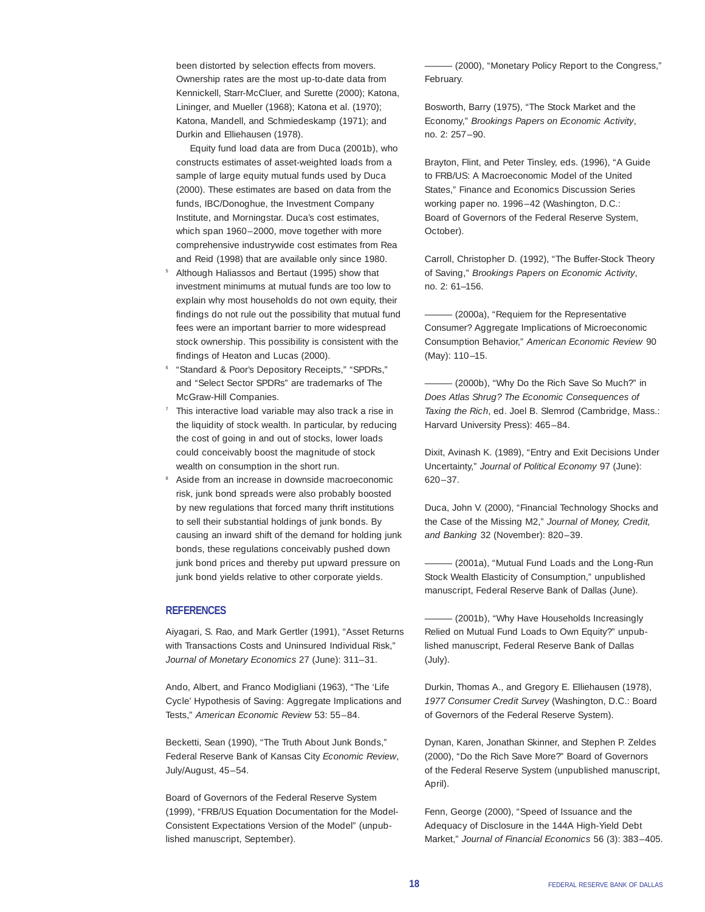been distorted by selection effects from movers. Ownership rates are the most up-to-date data from Kennickell, Starr-McCluer, and Surette (2000); Katona, Lininger, and Mueller (1968); Katona et al. (1970); Katona, Mandell, and Schmiedeskamp (1971); and Durkin and Elliehausen (1978).

Equity fund load data are from Duca (2001b), who constructs estimates of asset-weighted loads from a sample of large equity mutual funds used by Duca (2000). These estimates are based on data from the funds, IBC/Donoghue, the Investment Company Institute, and Morningstar. Duca's cost estimates, which span 1960–2000, move together with more comprehensive industrywide cost estimates from Rea and Reid (1998) that are available only since 1980.

[5] Although Haliassos and Bertaut (1995) show that investment minimums at mutual funds are too low to explain why most households do not own equity, their findings do not rule out the possibility that mutual fund fees were an important barrier to more widespread stock ownership. This possibility is consistent with the findings of Heaton and Lucas (2000).

[6] "Standard & Poor's Depository Receipts," "SPDRs," and "Select Sector SPDRs" are trademarks of The McGraw-Hill Companies.

[7] This interactive load variable may also track a rise in the liquidity of stock wealth. In particular, by reducing the cost of going in and out of stocks, lower loads could conceivably boost the magnitude of stock wealth on consumption in the short run.

[8] Aside from an increase in downside macroeconomic risk, junk bond spreads were also probably boosted by new regulations that forced many thrift institutions to sell their substantial holdings of junk bonds. By causing an inward shift of the demand for holding junk bonds, these regulations conceivably pushed down junk bond prices and thereby put upward pressure on junk bond yields relative to other corporate yields.

## REFERENCES

Aiyagari, S. Rao, and Mark Gertler (1991), "Asset Returns with Transactions Costs and Uninsured Individual Risk," *Journal of Monetary Economics* 27 (June): 311–31.

Ando, Albert, and Franco Modigliani (1963), "The 'Life Cycle' Hypothesis of Saving: Aggregate Implications and Tests," *American Economic Review* 53: 55–84.

Becketti, Sean (1990), "The Truth About Junk Bonds," Federal Reserve Bank of Kansas City *Economic Review*, July/August, 45–54.

Board of Governors of the Federal Reserve System (1999), "FRB/US Equation Documentation for the Model-Consistent Expectations Version of the Model" (unpublished manuscript, September).

——— (2000), "Monetary Policy Report to the Congress," February.

Bosworth, Barry (1975), "The Stock Market and the Economy," *Brookings Papers on Economic Activity*, no. 2: 257–90.

Brayton, Flint, and Peter Tinsley, eds. (1996), "A Guide to FRB/US: A Macroeconomic Model of the United States," Finance and Economics Discussion Series working paper no. 1996–42 (Washington, D.C.: Board of Governors of the Federal Reserve System, October).

Carroll, Christopher D. (1992), "The Buffer-Stock Theory of Saving," *Brookings Papers on Economic Activity*, no. 2: 61–156.

——— (2000a), "Requiem for the Representative Consumer? Aggregate Implications of Microeconomic Consumption Behavior," *American Economic Review* 90 (May): 110–15.

——— (2000b), "Why Do the Rich Save So Much?" in *Does Atlas Shrug? The Economic Consequences of Taxing the Rich*, ed. Joel B. Slemrod (Cambridge, Mass.: Harvard University Press): 465–84.

Dixit, Avinash K. (1989), "Entry and Exit Decisions Under Uncertainty," *Journal of Political Economy* 97 (June): 620–37.

Duca, John V. (2000), "Financial Technology Shocks and the Case of the Missing M2," *Journal of Money, Credit, and Banking* 32 (November): 820–39.

——— (2001a), "Mutual Fund Loads and the Long-Run Stock Wealth Elasticity of Consumption," unpublished manuscript, Federal Reserve Bank of Dallas (June).

——— (2001b), "Why Have Households Increasingly Relied on Mutual Fund Loads to Own Equity?" unpublished manuscript, Federal Reserve Bank of Dallas (July).

Durkin, Thomas A., and Gregory E. Elliehausen (1978), *1977 Consumer Credit Survey* (Washington, D.C.: Board of Governors of the Federal Reserve System).

Dynan, Karen, Jonathan Skinner, and Stephen P. Zeldes (2000), "Do the Rich Save More?" Board of Governors of the Federal Reserve System (unpublished manuscript, April).

Fenn, George (2000), "Speed of Issuance and the Adequacy of Disclosure in the 144A High-Yield Debt Market," *Journal of Financial Economics* 56 (3): 383–405.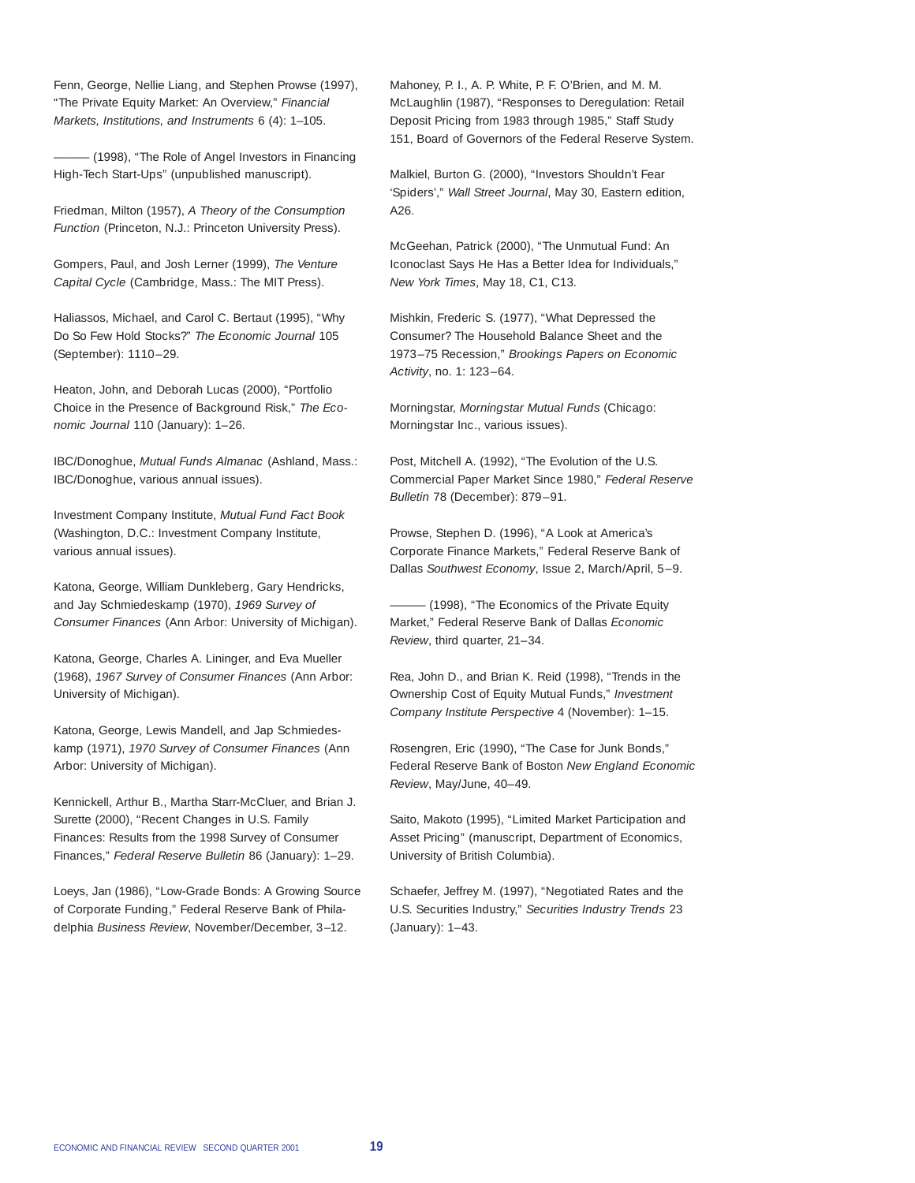Fenn, George, Nellie Liang, and Stephen Prowse (1997), "The Private Equity Market: An Overview," *Financial Markets, Institutions, and Instruments* 6 (4): 1–105.

——— (1998), "The Role of Angel Investors in Financing High-Tech Start-Ups" (unpublished manuscript).

Friedman, Milton (1957), *A Theory of the Consumption Function* (Princeton, N.J.: Princeton University Press).

Gompers, Paul, and Josh Lerner (1999), *The Venture Capital Cycle* (Cambridge, Mass.: The MIT Press).

Haliassos, Michael, and Carol C. Bertaut (1995), "Why Do So Few Hold Stocks?" *The Economic Journal* 105 (September): 1110–29.

Heaton, John, and Deborah Lucas (2000), "Portfolio Choice in the Presence of Background Risk," *The Economic Journal* 110 (January): 1–26.

IBC/Donoghue, *Mutual Funds Almanac* (Ashland, Mass.: IBC/Donoghue, various annual issues).

Investment Company Institute, *Mutual Fund Fact Book* (Washington, D.C.: Investment Company Institute, various annual issues).

Katona, George, William Dunkleberg, Gary Hendricks, and Jay Schmiedeskamp (1970), *1969 Survey of Consumer Finances* (Ann Arbor: University of Michigan).

Katona, George, Charles A. Lininger, and Eva Mueller (1968), *1967 Survey of Consumer Finances* (Ann Arbor: University of Michigan).

Katona, George, Lewis Mandell, and Jap Schmiedeskamp (1971), *1970 Survey of Consumer Finances* (Ann Arbor: University of Michigan).

Kennickell, Arthur B., Martha Starr-McCluer, and Brian J. Surette (2000), "Recent Changes in U.S. Family Finances: Results from the 1998 Survey of Consumer Finances," *Federal Reserve Bulletin* 86 (January): 1–29.

Loeys, Jan (1986), "Low-Grade Bonds: A Growing Source of Corporate Funding," Federal Reserve Bank of Philadelphia *Business Review*, November/December, 3–12.

Mahoney, P. I., A. P. White, P. F. O'Brien, and M. M. McLaughlin (1987), "Responses to Deregulation: Retail Deposit Pricing from 1983 through 1985," Staff Study 151, Board of Governors of the Federal Reserve System.

Malkiel, Burton G. (2000), "Investors Shouldn't Fear 'Spiders'," *Wall Street Journal*, May 30, Eastern edition, A26.

McGeehan, Patrick (2000), "The Unmutual Fund: An Iconoclast Says He Has a Better Idea for Individuals," *New York Times*, May 18, C1, C13.

Mishkin, Frederic S. (1977), "What Depressed the Consumer? The Household Balance Sheet and the 1973–75 Recession," *Brookings Papers on Economic Activity*, no. 1: 123–64.

Morningstar, *Morningstar Mutual Funds* (Chicago: Morningstar Inc., various issues).

Post, Mitchell A. (1992), "The Evolution of the U.S. Commercial Paper Market Since 1980," *Federal Reserve Bulletin* 78 (December): 879–91.

Prowse, Stephen D. (1996), "A Look at America's Corporate Finance Markets," Federal Reserve Bank of Dallas *Southwest Economy*, Issue 2, March/April, 5–9.

——— (1998), "The Economics of the Private Equity Market," Federal Reserve Bank of Dallas *Economic Review*, third quarter, 21–34.

Rea, John D., and Brian K. Reid (1998), "Trends in the Ownership Cost of Equity Mutual Funds," *Investment Company Institute Perspective* 4 (November): 1–15.

Rosengren, Eric (1990), "The Case for Junk Bonds," Federal Reserve Bank of Boston *New England Economic Review*, May/June, 40–49.

Saito, Makoto (1995), "Limited Market Participation and Asset Pricing" (manuscript, Department of Economics, University of British Columbia).

Schaefer, Jeffrey M. (1997), "Negotiated Rates and the U.S. Securities Industry," *Securities Industry Trends* 23 (January): 1–43.